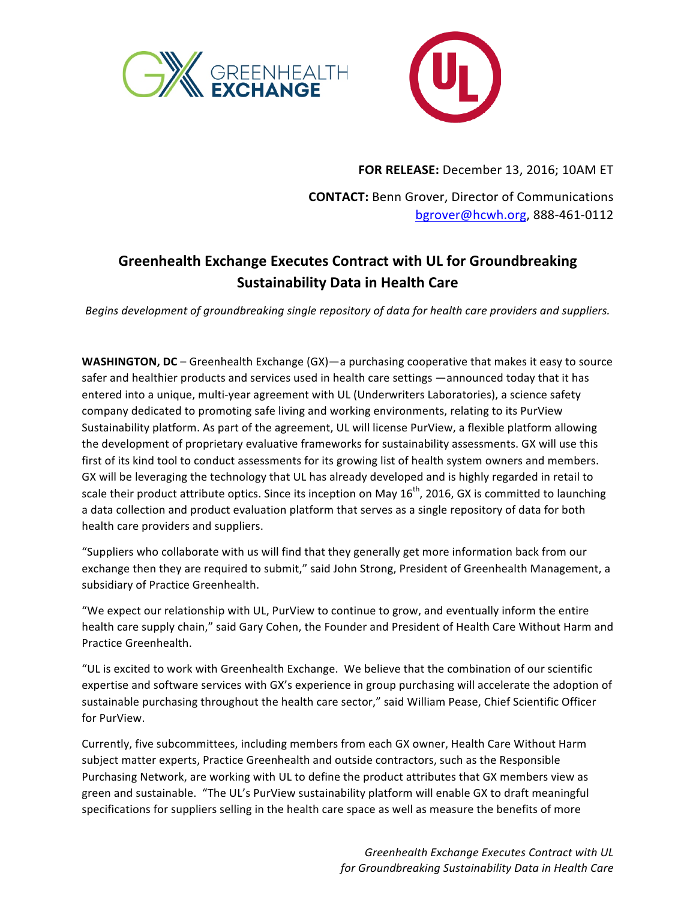**FOR RELEASE:** December 13, 2016; 10AM ET

**CONTACT:** Benn Grover, Director of Communications
bgrover@hcwh.org, 888-461-0112

# Greenhealth Exchange Executes Contract with UL for Groundbreaking Sustainability Data in Health Care

*Begins development of groundbreaking single repository of data for health care providers and suppliers.*

**WASHINGTON, DC** – Greenhealth Exchange (GX)—a purchasing cooperative that makes it easy to source safer and healthier products and services used in health care settings —announced today that it has entered into a unique, multi-year agreement with UL (Underwriters Laboratories), a science safety company dedicated to promoting safe living and working environments, relating to its PurView Sustainability platform. As part of the agreement, UL will license PurView, a flexible platform allowing the development of proprietary evaluative frameworks for sustainability assessments. GX will use this first of its kind tool to conduct assessments for its growing list of health system owners and members. GX will be leveraging the technology that UL has already developed and is highly regarded in retail to scale their product attribute optics. Since its inception on May 16th, 2016, GX is committed to launching a data collection and product evaluation platform that serves as a single repository of data for both health care providers and suppliers.

"Suppliers who collaborate with us will find that they generally get more information back from our exchange then they are required to submit," said John Strong, President of Greenhealth Management, a subsidiary of Practice Greenhealth.

"We expect our relationship with UL, PurView to continue to grow, and eventually inform the entire health care supply chain," said Gary Cohen, the Founder and President of Health Care Without Harm and Practice Greenhealth.

"UL is excited to work with Greenhealth Exchange. We believe that the combination of our scientific expertise and software services with GX's experience in group purchasing will accelerate the adoption of sustainable purchasing throughout the health care sector," said William Pease, Chief Scientific Officer for PurView.

Currently, five subcommittees, including members from each GX owner, Health Care Without Harm subject matter experts, Practice Greenhealth and outside contractors, such as the Responsible Purchasing Network, are working with UL to define the product attributes that GX members view as green and sustainable. "The UL's PurView sustainability platform will enable GX to draft meaningful specifications for suppliers selling in the health care space as well as measure the benefits of more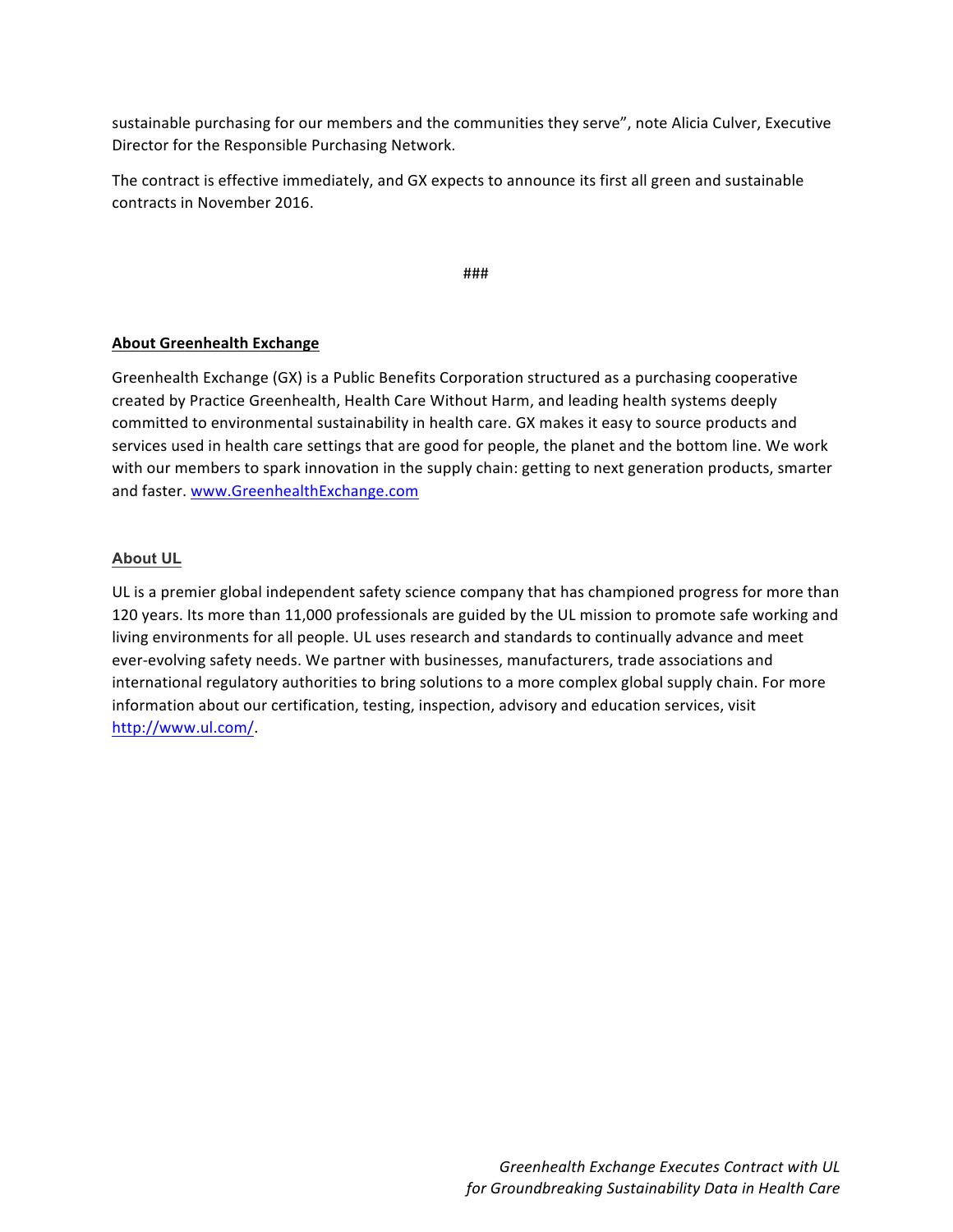sustainable purchasing for our members and the communities they serve", note Alicia Culver, Executive Director for the Responsible Purchasing Network.

The contract is effective immediately, and GX expects to announce its first all green and sustainable contracts in November 2016.

###

**About Greenhealth Exchange**

Greenhealth Exchange (GX) is a Public Benefits Corporation structured as a purchasing cooperative created by Practice Greenhealth, Health Care Without Harm, and leading health systems deeply committed to environmental sustainability in health care. GX makes it easy to source products and services used in health care settings that are good for people, the planet and the bottom line. We work with our members to spark innovation in the supply chain: getting to next generation products, smarter and faster. [www.GreenhealthExchange.com](www.GreenhealthExchange.com)

**About UL**

UL is a premier global independent safety science company that has championed progress for more than 120 years. Its more than 11,000 professionals are guided by the UL mission to promote safe working and living environments for all people. UL uses research and standards to continually advance and meet ever-evolving safety needs. We partner with businesses, manufacturers, trade associations and international regulatory authorities to bring solutions to a more complex global supply chain. For more information about our certification, testing, inspection, advisory and education services, visit [http://www.ul.com/](http://www.ul.com/).